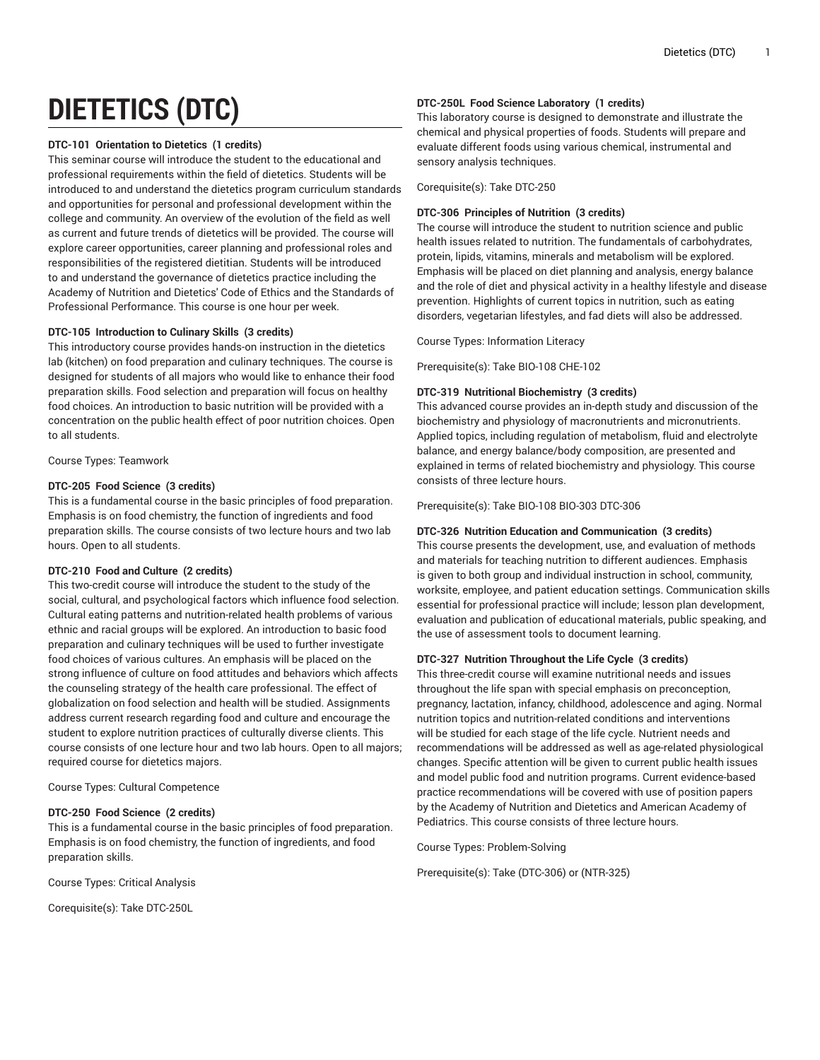# DIETETICS (DTC)

**DTC-101 Orientation to Dietetics (1 credits)**
This seminar course will introduce the student to the educational and professional requirements within the field of dietetics. Students will be introduced to and understand the dietetics program curriculum standards and opportunities for personal and professional development within the college and community. An overview of the evolution of the field as well as current and future trends of dietetics will be provided. The course will explore career opportunities, career planning and professional roles and responsibilities of the registered dietitian. Students will be introduced to and understand the governance of dietetics practice including the Academy of Nutrition and Dietetics' Code of Ethics and the Standards of Professional Performance. This course is one hour per week.

**DTC-105 Introduction to Culinary Skills (3 credits)**
This introductory course provides hands-on instruction in the dietetics lab (kitchen) on food preparation and culinary techniques. The course is designed for students of all majors who would like to enhance their food preparation skills. Food selection and preparation will focus on healthy food choices. An introduction to basic nutrition will be provided with a concentration on the public health effect of poor nutrition choices. Open to all students.

Course Types: Teamwork

**DTC-205 Food Science (3 credits)**
This is a fundamental course in the basic principles of food preparation. Emphasis is on food chemistry, the function of ingredients and food preparation skills. The course consists of two lecture hours and two lab hours. Open to all students.

**DTC-210 Food and Culture (2 credits)**
This two-credit course will introduce the student to the study of the social, cultural, and psychological factors which influence food selection. Cultural eating patterns and nutrition-related health problems of various ethnic and racial groups will be explored. An introduction to basic food preparation and culinary techniques will be used to further investigate food choices of various cultures. An emphasis will be placed on the strong influence of culture on food attitudes and behaviors which affects the counseling strategy of the health care professional. The effect of globalization on food selection and health will be studied. Assignments address current research regarding food and culture and encourage the student to explore nutrition practices of culturally diverse clients. This course consists of one lecture hour and two lab hours. Open to all majors; required course for dietetics majors.

Course Types: Cultural Competence

**DTC-250 Food Science (2 credits)**
This is a fundamental course in the basic principles of food preparation. Emphasis is on food chemistry, the function of ingredients, and food preparation skills.

Course Types: Critical Analysis

Corequisite(s): Take DTC-250L

**DTC-250L Food Science Laboratory (1 credits)**
This laboratory course is designed to demonstrate and illustrate the chemical and physical properties of foods. Students will prepare and evaluate different foods using various chemical, instrumental and sensory analysis techniques.

Corequisite(s): Take DTC-250

**DTC-306 Principles of Nutrition (3 credits)**
The course will introduce the student to nutrition science and public health issues related to nutrition. The fundamentals of carbohydrates, protein, lipids, vitamins, minerals and metabolism will be explored. Emphasis will be placed on diet planning and analysis, energy balance and the role of diet and physical activity in a healthy lifestyle and disease prevention. Highlights of current topics in nutrition, such as eating disorders, vegetarian lifestyles, and fad diets will also be addressed.

Course Types: Information Literacy

Prerequisite(s): Take BIO-108 CHE-102

**DTC-319 Nutritional Biochemistry (3 credits)**
This advanced course provides an in-depth study and discussion of the biochemistry and physiology of macronutrients and micronutrients. Applied topics, including regulation of metabolism, fluid and electrolyte balance, and energy balance/body composition, are presented and explained in terms of related biochemistry and physiology. This course consists of three lecture hours.

Prerequisite(s): Take BIO-108 BIO-303 DTC-306

**DTC-326 Nutrition Education and Communication (3 credits)**
This course presents the development, use, and evaluation of methods and materials for teaching nutrition to different audiences. Emphasis is given to both group and individual instruction in school, community, worksite, employee, and patient education settings. Communication skills essential for professional practice will include; lesson plan development, evaluation and publication of educational materials, public speaking, and the use of assessment tools to document learning.

**DTC-327 Nutrition Throughout the Life Cycle (3 credits)**
This three-credit course will examine nutritional needs and issues throughout the life span with special emphasis on preconception, pregnancy, lactation, infancy, childhood, adolescence and aging. Normal nutrition topics and nutrition-related conditions and interventions will be studied for each stage of the life cycle. Nutrient needs and recommendations will be addressed as well as age-related physiological changes. Specific attention will be given to current public health issues and model public food and nutrition programs. Current evidence-based practice recommendations will be covered with use of position papers by the Academy of Nutrition and Dietetics and American Academy of Pediatrics. This course consists of three lecture hours.

Course Types: Problem-Solving

Prerequisite(s): Take (DTC-306) or (NTR-325)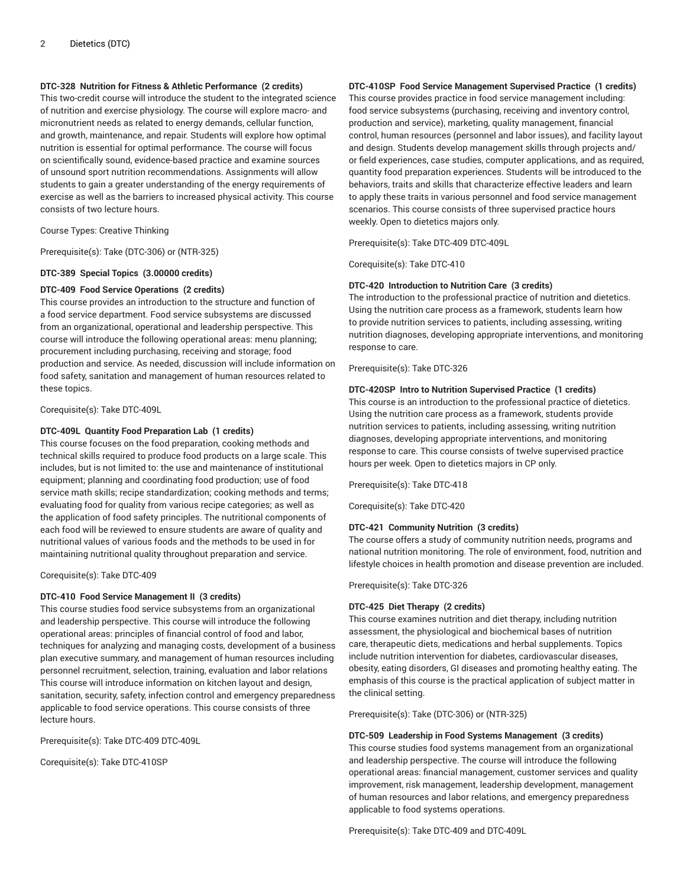**DTC-328 Nutrition for Fitness & Athletic Performance (2 credits)**
This two-credit course will introduce the student to the integrated science of nutrition and exercise physiology. The course will explore macro- and micronutrient needs as related to energy demands, cellular function, and growth, maintenance, and repair. Students will explore how optimal nutrition is essential for optimal performance. The course will focus on scientifically sound, evidence-based practice and examine sources of unsound sport nutrition recommendations. Assignments will allow students to gain a greater understanding of the energy requirements of exercise as well as the barriers to increased physical activity. This course consists of two lecture hours.

Course Types: Creative Thinking

Prerequisite(s): Take (DTC-306) or (NTR-325)

**DTC-389 Special Topics (3.00000 credits)**

**DTC-409 Food Service Operations (2 credits)**
This course provides an introduction to the structure and function of a food service department. Food service subsystems are discussed from an organizational, operational and leadership perspective. This course will introduce the following operational areas: menu planning; procurement including purchasing, receiving and storage; food production and service. As needed, discussion will include information on food safety, sanitation and management of human resources related to these topics.

Corequisite(s): Take DTC-409L

**DTC-409L Quantity Food Preparation Lab (1 credits)**
This course focuses on the food preparation, cooking methods and technical skills required to produce food products on a large scale. This includes, but is not limited to: the use and maintenance of institutional equipment; planning and coordinating food production; use of food service math skills; recipe standardization; cooking methods and terms; evaluating food for quality from various recipe categories; as well as the application of food safety principles. The nutritional components of each food will be reviewed to ensure students are aware of quality and nutritional values of various foods and the methods to be used in for maintaining nutritional quality throughout preparation and service.

Corequisite(s): Take DTC-409

**DTC-410 Food Service Management II (3 credits)**
This course studies food service subsystems from an organizational and leadership perspective. This course will introduce the following operational areas: principles of financial control of food and labor, techniques for analyzing and managing costs, development of a business plan executive summary, and management of human resources including personnel recruitment, selection, training, evaluation and labor relations This course will introduce information on kitchen layout and design, sanitation, security, safety, infection control and emergency preparedness applicable to food service operations. This course consists of three lecture hours.

Prerequisite(s): Take DTC-409 DTC-409L

Corequisite(s): Take DTC-410SP

**DTC-410SP Food Service Management Supervised Practice (1 credits)**
This course provides practice in food service management including: food service subsystems (purchasing, receiving and inventory control, production and service), marketing, quality management, financial control, human resources (personnel and labor issues), and facility layout and design. Students develop management skills through projects and/or field experiences, case studies, computer applications, and as required, quantity food preparation experiences. Students will be introduced to the behaviors, traits and skills that characterize effective leaders and learn to apply these traits in various personnel and food service management scenarios. This course consists of three supervised practice hours weekly. Open to dietetics majors only.

Prerequisite(s): Take DTC-409 DTC-409L

Corequisite(s): Take DTC-410

**DTC-420 Introduction to Nutrition Care (3 credits)**
The introduction to the professional practice of nutrition and dietetics. Using the nutrition care process as a framework, students learn how to provide nutrition services to patients, including assessing, writing nutrition diagnoses, developing appropriate interventions, and monitoring response to care.

Prerequisite(s): Take DTC-326

**DTC-420SP Intro to Nutrition Supervised Practice (1 credits)**
This course is an introduction to the professional practice of dietetics. Using the nutrition care process as a framework, students provide nutrition services to patients, including assessing, writing nutrition diagnoses, developing appropriate interventions, and monitoring response to care. This course consists of twelve supervised practice hours per week. Open to dietetics majors in CP only.

Prerequisite(s): Take DTC-418

Corequisite(s): Take DTC-420

**DTC-421 Community Nutrition (3 credits)**
The course offers a study of community nutrition needs, programs and national nutrition monitoring. The role of environment, food, nutrition and lifestyle choices in health promotion and disease prevention are included.

Prerequisite(s): Take DTC-326

**DTC-425 Diet Therapy (2 credits)**
This course examines nutrition and diet therapy, including nutrition assessment, the physiological and biochemical bases of nutrition care, therapeutic diets, medications and herbal supplements. Topics include nutrition intervention for diabetes, cardiovascular diseases, obesity, eating disorders, GI diseases and promoting healthy eating. The emphasis of this course is the practical application of subject matter in the clinical setting.

Prerequisite(s): Take (DTC-306) or (NTR-325)

**DTC-509 Leadership in Food Systems Management (3 credits)**
This course studies food systems management from an organizational and leadership perspective. The course will introduce the following operational areas: financial management, customer services and quality improvement, risk management, leadership development, management of human resources and labor relations, and emergency preparedness applicable to food systems operations.

Prerequisite(s): Take DTC-409 and DTC-409L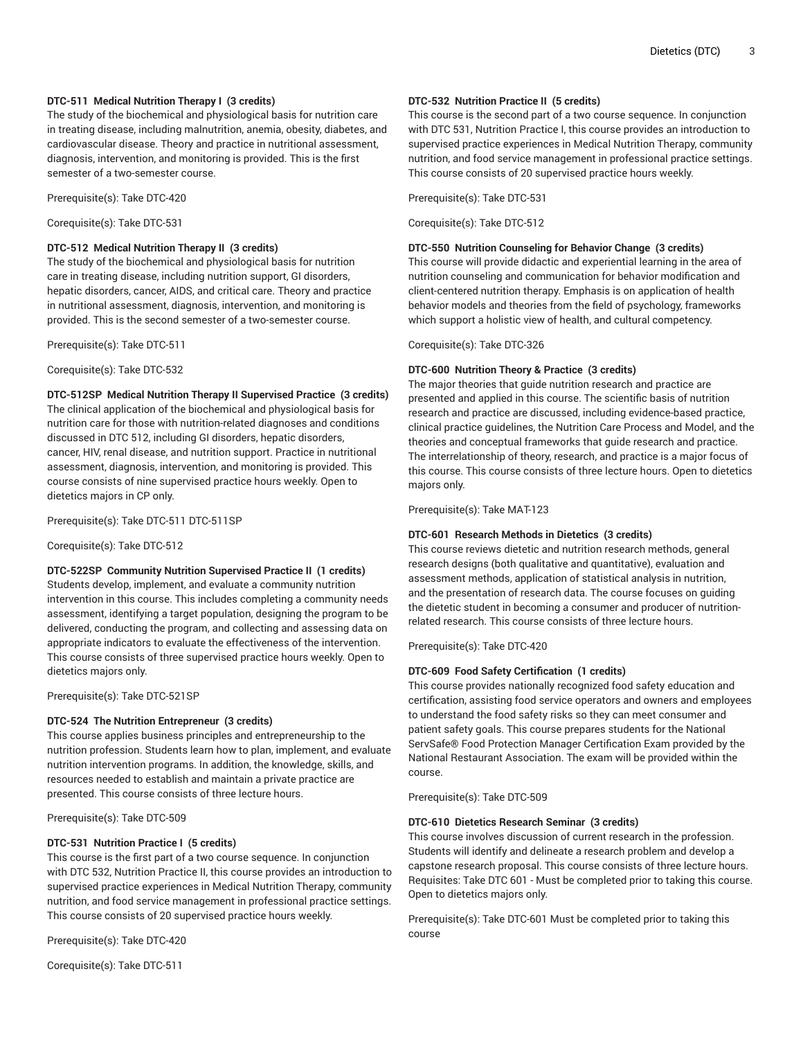**DTC-511 Medical Nutrition Therapy I (3 credits)**
The study of the biochemical and physiological basis for nutrition care in treating disease, including malnutrition, anemia, obesity, diabetes, and cardiovascular disease. Theory and practice in nutritional assessment, diagnosis, intervention, and monitoring is provided. This is the first semester of a two-semester course.

Prerequisite(s): Take DTC-420

Corequisite(s): Take DTC-531

**DTC-512 Medical Nutrition Therapy II (3 credits)**
The study of the biochemical and physiological basis for nutrition care in treating disease, including nutrition support, GI disorders, hepatic disorders, cancer, AIDS, and critical care. Theory and practice in nutritional assessment, diagnosis, intervention, and monitoring is provided. This is the second semester of a two-semester course.

Prerequisite(s): Take DTC-511

Corequisite(s): Take DTC-532

**DTC-512SP Medical Nutrition Therapy II Supervised Practice (3 credits)**
The clinical application of the biochemical and physiological basis for nutrition care for those with nutrition-related diagnoses and conditions discussed in DTC 512, including GI disorders, hepatic disorders, cancer, HIV, renal disease, and nutrition support. Practice in nutritional assessment, diagnosis, intervention, and monitoring is provided. This course consists of nine supervised practice hours weekly. Open to dietetics majors in CP only.

Prerequisite(s): Take DTC-511 DTC-511SP

Corequisite(s): Take DTC-512

**DTC-522SP Community Nutrition Supervised Practice II (1 credits)**
Students develop, implement, and evaluate a community nutrition intervention in this course. This includes completing a community needs assessment, identifying a target population, designing the program to be delivered, conducting the program, and collecting and assessing data on appropriate indicators to evaluate the effectiveness of the intervention. This course consists of three supervised practice hours weekly. Open to dietetics majors only.

Prerequisite(s): Take DTC-521SP

**DTC-524 The Nutrition Entrepreneur (3 credits)**
This course applies business principles and entrepreneurship to the nutrition profession. Students learn how to plan, implement, and evaluate nutrition intervention programs. In addition, the knowledge, skills, and resources needed to establish and maintain a private practice are presented. This course consists of three lecture hours.

Prerequisite(s): Take DTC-509

**DTC-531 Nutrition Practice I (5 credits)**
This course is the first part of a two course sequence. In conjunction with DTC 532, Nutrition Practice II, this course provides an introduction to supervised practice experiences in Medical Nutrition Therapy, community nutrition, and food service management in professional practice settings. This course consists of 20 supervised practice hours weekly.

Prerequisite(s): Take DTC-420

Corequisite(s): Take DTC-511

**DTC-532 Nutrition Practice II (5 credits)**
This course is the second part of a two course sequence. In conjunction with DTC 531, Nutrition Practice I, this course provides an introduction to supervised practice experiences in Medical Nutrition Therapy, community nutrition, and food service management in professional practice settings. This course consists of 20 supervised practice hours weekly.

Prerequisite(s): Take DTC-531

Corequisite(s): Take DTC-512

**DTC-550 Nutrition Counseling for Behavior Change (3 credits)**
This course will provide didactic and experiential learning in the area of nutrition counseling and communication for behavior modification and client-centered nutrition therapy. Emphasis is on application of health behavior models and theories from the field of psychology, frameworks which support a holistic view of health, and cultural competency.

Corequisite(s): Take DTC-326

**DTC-600 Nutrition Theory & Practice (3 credits)**
The major theories that guide nutrition research and practice are presented and applied in this course. The scientific basis of nutrition research and practice are discussed, including evidence-based practice, clinical practice guidelines, the Nutrition Care Process and Model, and the theories and conceptual frameworks that guide research and practice. The interrelationship of theory, research, and practice is a major focus of this course. This course consists of three lecture hours. Open to dietetics majors only.

Prerequisite(s): Take MAT-123

**DTC-601 Research Methods in Dietetics (3 credits)**
This course reviews dietetic and nutrition research methods, general research designs (both qualitative and quantitative), evaluation and assessment methods, application of statistical analysis in nutrition, and the presentation of research data. The course focuses on guiding the dietetic student in becoming a consumer and producer of nutrition-related research. This course consists of three lecture hours.

Prerequisite(s): Take DTC-420

**DTC-609 Food Safety Certification (1 credits)**
This course provides nationally recognized food safety education and certification, assisting food service operators and owners and employees to understand the food safety risks so they can meet consumer and patient safety goals. This course prepares students for the National ServSafe® Food Protection Manager Certification Exam provided by the National Restaurant Association. The exam will be provided within the course.

Prerequisite(s): Take DTC-509

**DTC-610 Dietetics Research Seminar (3 credits)**
This course involves discussion of current research in the profession. Students will identify and delineate a research problem and develop a capstone research proposal. This course consists of three lecture hours. Requisites: Take DTC 601 - Must be completed prior to taking this course. Open to dietetics majors only.

Prerequisite(s): Take DTC-601 Must be completed prior to taking this course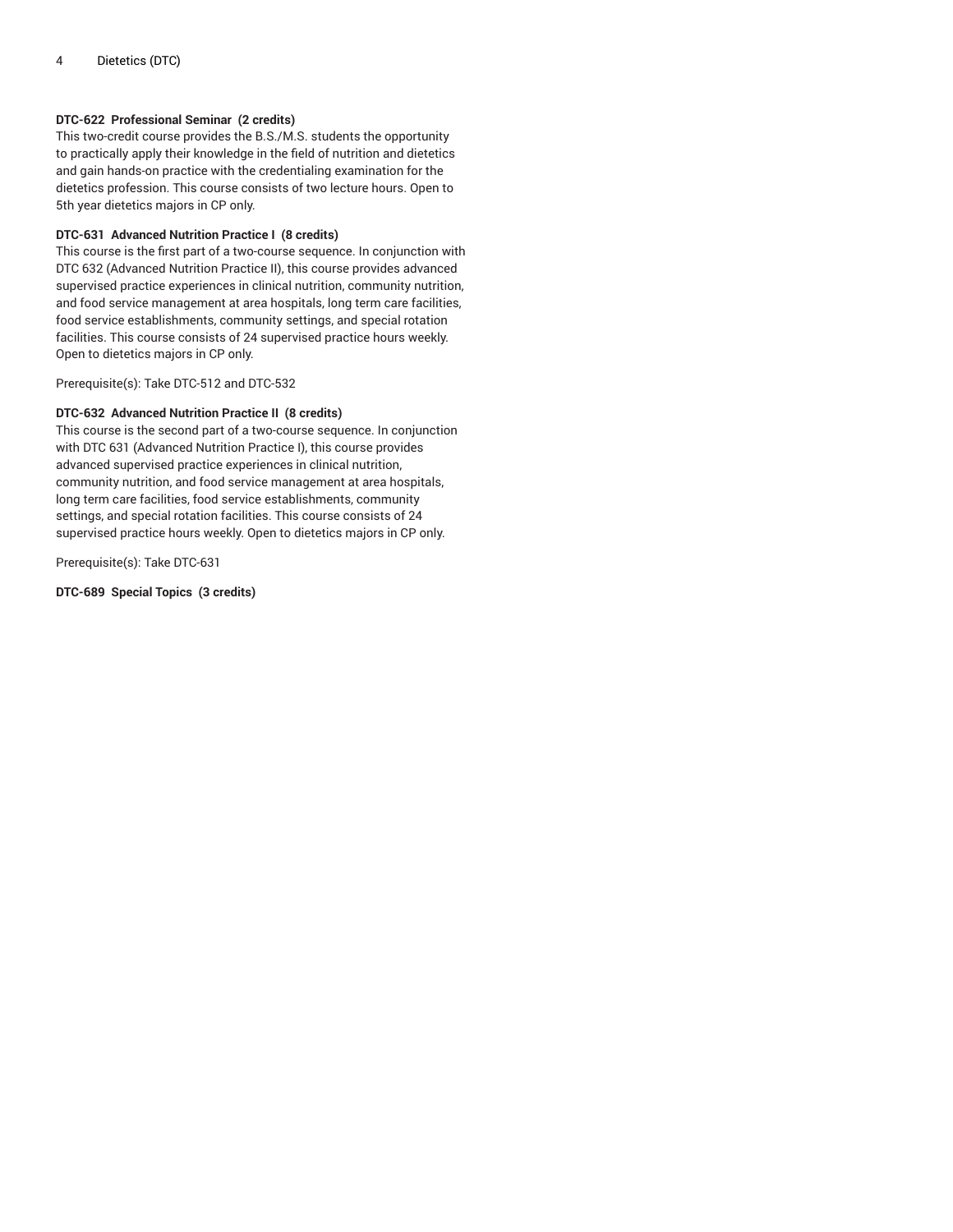**DTC-622 Professional Seminar (2 credits)**
This two-credit course provides the B.S./M.S. students the opportunity to practically apply their knowledge in the field of nutrition and dietetics and gain hands-on practice with the credentialing examination for the dietetics profession. This course consists of two lecture hours. Open to 5th year dietetics majors in CP only.

**DTC-631 Advanced Nutrition Practice I (8 credits)**
This course is the first part of a two-course sequence. In conjunction with DTC 632 (Advanced Nutrition Practice II), this course provides advanced supervised practice experiences in clinical nutrition, community nutrition, and food service management at area hospitals, long term care facilities, food service establishments, community settings, and special rotation facilities. This course consists of 24 supervised practice hours weekly. Open to dietetics majors in CP only.

Prerequisite(s): Take DTC-512 and DTC-532

**DTC-632 Advanced Nutrition Practice II (8 credits)**
This course is the second part of a two-course sequence. In conjunction with DTC 631 (Advanced Nutrition Practice I), this course provides advanced supervised practice experiences in clinical nutrition, community nutrition, and food service management at area hospitals, long term care facilities, food service establishments, community settings, and special rotation facilities. This course consists of 24 supervised practice hours weekly. Open to dietetics majors in CP only.

Prerequisite(s): Take DTC-631

**DTC-689 Special Topics (3 credits)**